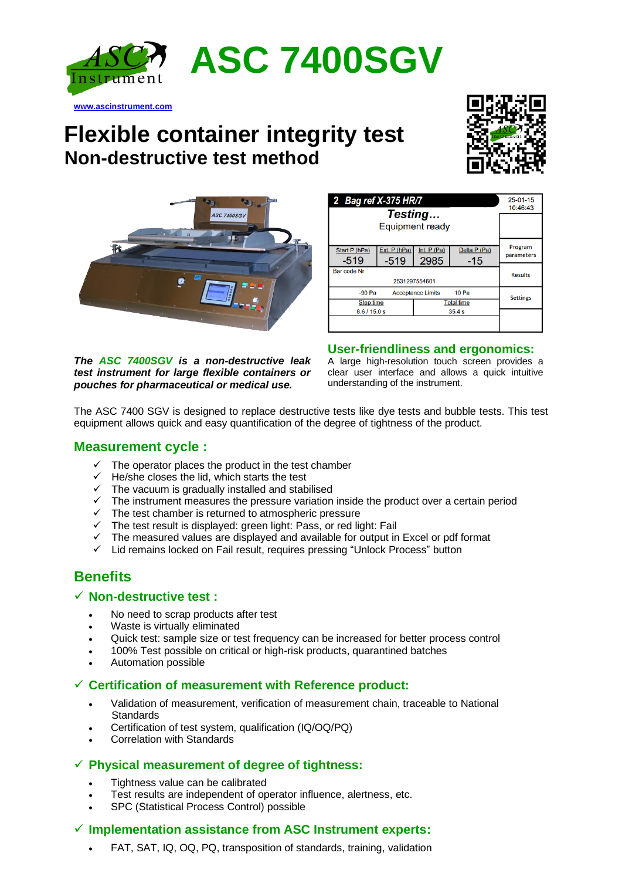# ASC 7400SGV

www.ascinstrument.com

# Flexible container integrity test

## Non-destructive test method

| 2 Bag ref X-375 HR/7 | | | | 25-01-15 10:46:43 |
|---|---|---|---|---|
| Testing… Equipment ready | | | | |
| Start P (hPa) -519 | Ext. P (hPa) -519 | Int. P (Pa) 2985 | Delta P (Pa) -15 | Program parameters |
| Bar code Nr 2531297554601 | | | | Results |
| -90 Pa | Acceptance Limits | 10 Pa | | Settings |
| Step time 8.6 / 15.0 s | | Total time 35.4 s | | |

***The ASC 7400SGV is a non-destructive leak test instrument for large flexible containers or pouches for pharmaceutical or medical use.***

### User-friendliness and ergonomics:

A large high-resolution touch screen provides a clear user interface and allows a quick intuitive understanding of the instrument.

The ASC 7400 SGV is designed to replace destructive tests like dye tests and bubble tests. This test equipment allows quick and easy quantification of the degree of tightness of the product.

### Measurement cycle :

- ✓ The operator places the product in the test chamber
- ✓ He/she closes the lid, which starts the test
- ✓ The vacuum is gradually installed and stabilised
- ✓ The instrument measures the pressure variation inside the product over a certain period
- ✓ The test chamber is returned to atmospheric pressure
- ✓ The test result is displayed: green light: Pass, or red light: Fail
- ✓ The measured values are displayed and available for output in Excel or pdf format
- ✓ Lid remains locked on Fail result, requires pressing "Unlock Process" button

## Benefits

### ✓ Non-destructive test :

- No need to scrap products after test
- Waste is virtually eliminated
- Quick test: sample size or test frequency can be increased for better process control
- 100% Test possible on critical or high-risk products, quarantined batches
- Automation possible

### ✓ Certification of measurement with Reference product:

- Validation of measurement, verification of measurement chain, traceable to National Standards
- Certification of test system, qualification (IQ/OQ/PQ)
- Correlation with Standards

### ✓ Physical measurement of degree of tightness:

- Tightness value can be calibrated
- Test results are independent of operator influence, alertness, etc.
- SPC (Statistical Process Control) possible

### ✓ Implementation assistance from ASC Instrument experts:

- FAT, SAT, IQ, OQ, PQ, transposition of standards, training, validation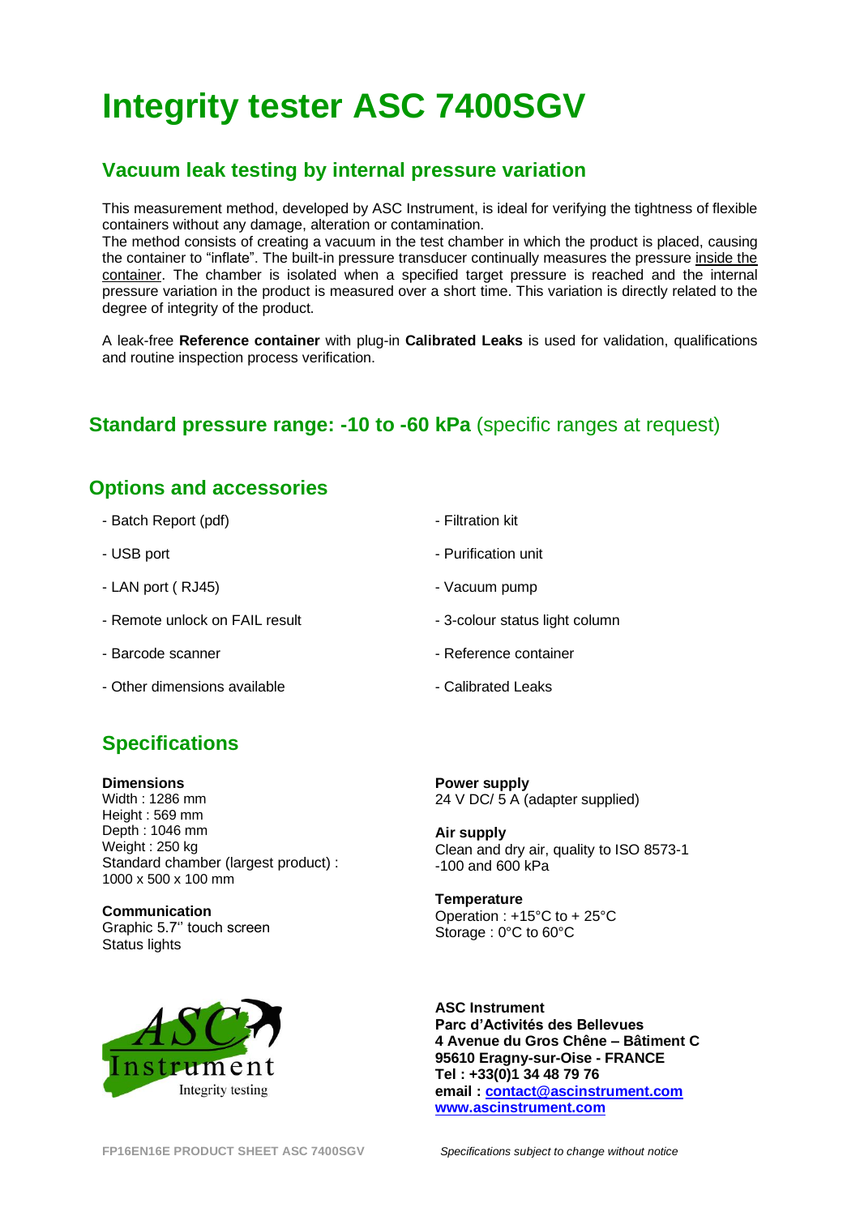# Integrity tester ASC 7400SGV

## Vacuum leak testing by internal pressure variation

This measurement method, developed by ASC Instrument, is ideal for verifying the tightness of flexible containers without any damage, alteration or contamination.
The method consists of creating a vacuum in the test chamber in which the product is placed, causing the container to "inflate". The built-in pressure transducer continually measures the pressure inside the container. The chamber is isolated when a specified target pressure is reached and the internal pressure variation in the product is measured over a short time. This variation is directly related to the degree of integrity of the product.

A leak-free **Reference container** with plug-in **Calibrated Leaks** is used for validation, qualifications and routine inspection process verification.

## **Standard pressure range: -10 to -60 kPa** (specific ranges at request)

## Options and accessories

- Batch Report (pdf)
- USB port
- LAN port ( RJ45)
- Remote unlock on FAIL result
- Barcode scanner
- Other dimensions available
- Filtration kit
- Purification unit
- Vacuum pump
- 3-colour status light column
- Reference container
- Calibrated Leaks

## Specifications

**Dimensions**
Width : 1286 mm
Height : 569 mm
Depth : 1046 mm
Weight : 250 kg
Standard chamber (largest product) :
1000 x 500 x 100 mm

**Communication**
Graphic 5.7'' touch screen
Status lights

**Power supply**
24 V DC/ 5 A (adapter supplied)

**Air supply**
Clean and dry air, quality to ISO 8573-1
-100 and 600 kPa

**Temperature**
Operation : +15°C to + 25°C
Storage : 0°C to 60°C

ASC Instrument
Integrity testing

**ASC Instrument**
**Parc d'Activités des Bellevues**
**4 Avenue du Gros Chêne – Bâtiment C**
**95610 Eragny-sur-Oise - FRANCE**
**Tel : +33(0)1 34 48 79 76**
**email : contact@ascinstrument.com**
**www.ascinstrument.com**

**FP16EN16E PRODUCT SHEET ASC 7400SGV** *Specifications subject to change without notice*